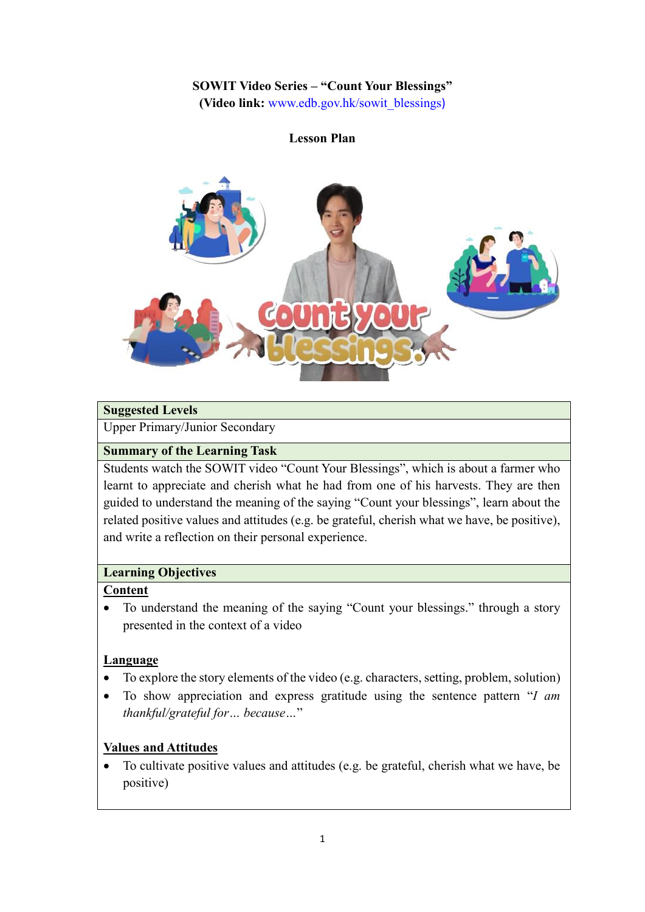**SOWIT Video Series – "Count Your Blessings"**
**(Video link:** www.edb.gov.hk/sowit_blessings**)**

**Lesson Plan**

| **Suggested Levels** |
|---|
| Upper Primary/Junior Secondary |
| **Summary of the Learning Task** |
| Students watch the SOWIT video "Count Your Blessings", which is about a farmer who learnt to appreciate and cherish what he had from one of his harvests. They are then guided to understand the meaning of the saying "Count your blessings", learn about the related positive values and attitudes (e.g. be grateful, cherish what we have, be positive), and write a reflection on their personal experience. |
| **Learning Objectives** |
| **<u>Content</u>**<br>• To understand the meaning of the saying "Count your blessings." through a story presented in the context of a video<br><br>**<u>Language</u>**<br>• To explore the story elements of the video (e.g. characters, setting, problem, solution)<br>• To show appreciation and express gratitude using the sentence pattern "*I am thankful/grateful for… because…*"<br><br>**<u>Values and Attitudes</u>**<br>• To cultivate positive values and attitudes (e.g. be grateful, cherish what we have, be positive) |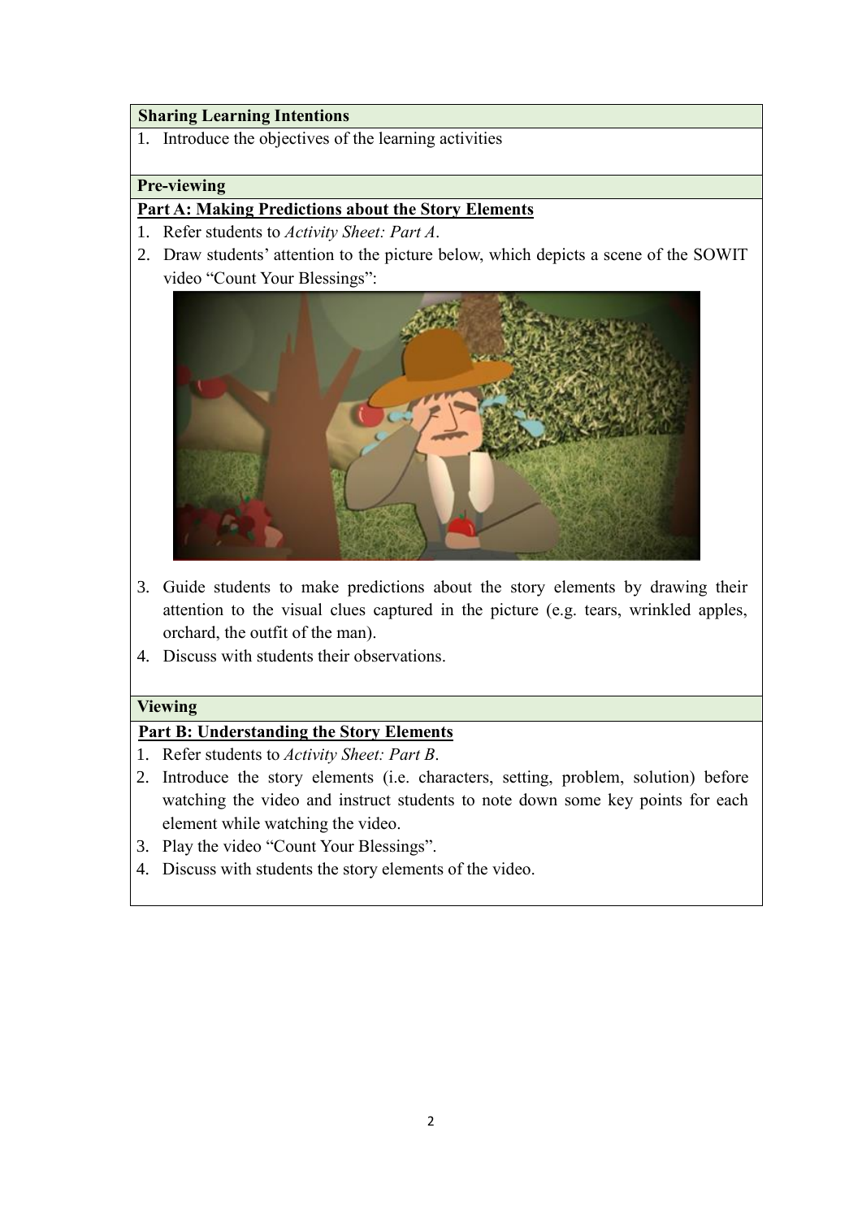**Sharing Learning Intentions**

1. Introduce the objectives of the learning activities

**Pre-viewing**

**Part A: Making Predictions about the Story Elements**

1. Refer students to *Activity Sheet: Part A*.
2. Draw students' attention to the picture below, which depicts a scene of the SOWIT video "Count Your Blessings":
3. Guide students to make predictions about the story elements by drawing their attention to the visual clues captured in the picture (e.g. tears, wrinkled apples, orchard, the outfit of the man).
4. Discuss with students their observations.

**Viewing**

**Part B: Understanding the Story Elements**

1. Refer students to *Activity Sheet: Part B*.
2. Introduce the story elements (i.e. characters, setting, problem, solution) before watching the video and instruct students to note down some key points for each element while watching the video.
3. Play the video "Count Your Blessings".
4. Discuss with students the story elements of the video.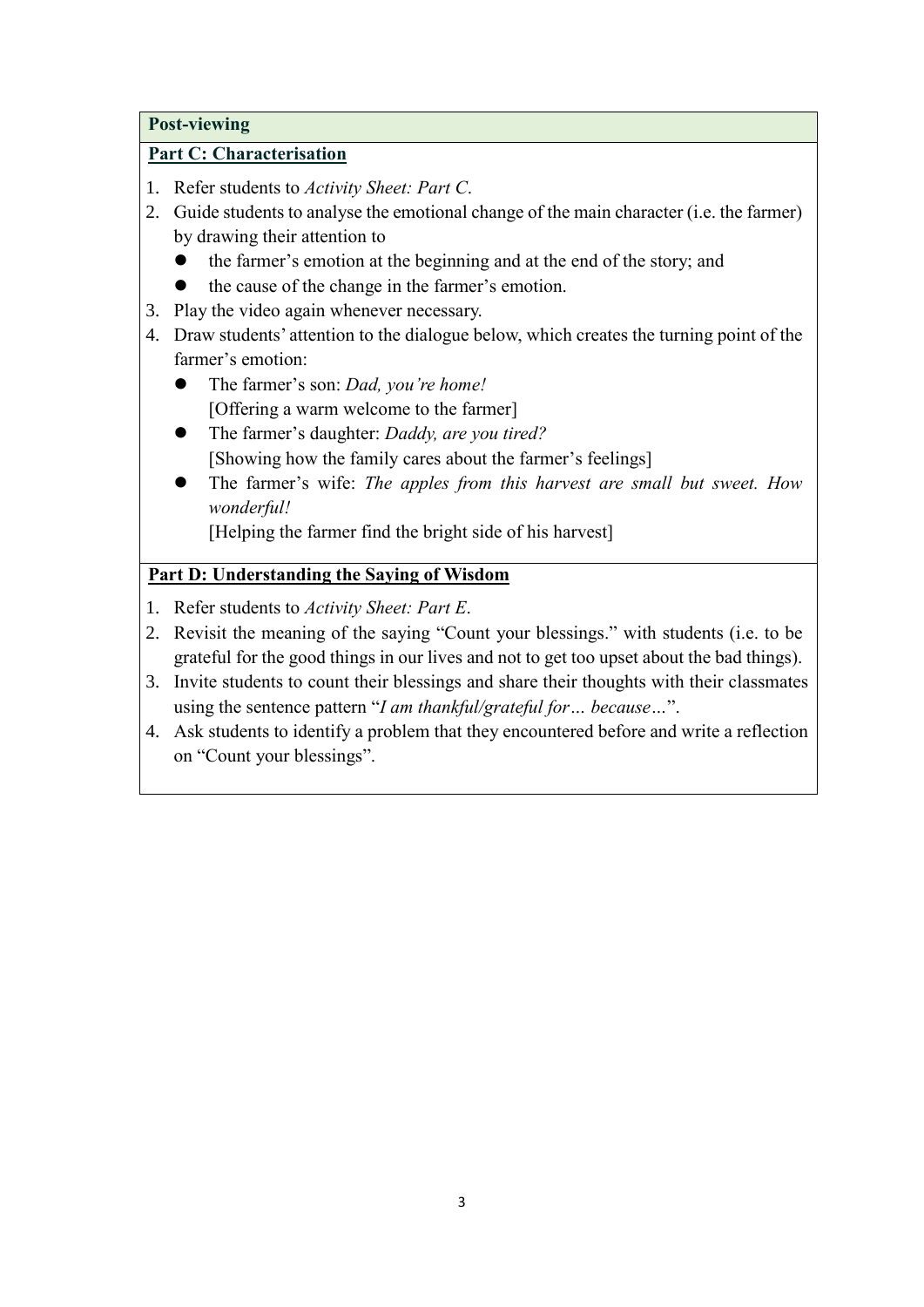**Post-viewing**

**Part C: Characterisation**

1. Refer students to *Activity Sheet: Part C*.
2. Guide students to analyse the emotional change of the main character (i.e. the farmer) by drawing their attention to
   - the farmer's emotion at the beginning and at the end of the story; and
   - the cause of the change in the farmer's emotion.
3. Play the video again whenever necessary.
4. Draw students' attention to the dialogue below, which creates the turning point of the farmer's emotion:
   - The farmer's son: *Dad, you're home!*
     [Offering a warm welcome to the farmer]
   - The farmer's daughter: *Daddy, are you tired?*
     [Showing how the family cares about the farmer's feelings]
   - The farmer's wife: *The apples from this harvest are small but sweet. How wonderful!*
     [Helping the farmer find the bright side of his harvest]

**Part D: Understanding the Saying of Wisdom**

1. Refer students to *Activity Sheet: Part E*.
2. Revisit the meaning of the saying "Count your blessings." with students (i.e. to be grateful for the good things in our lives and not to get too upset about the bad things).
3. Invite students to count their blessings and share their thoughts with their classmates using the sentence pattern "*I am thankful/grateful for… because…*".
4. Ask students to identify a problem that they encountered before and write a reflection on "Count your blessings".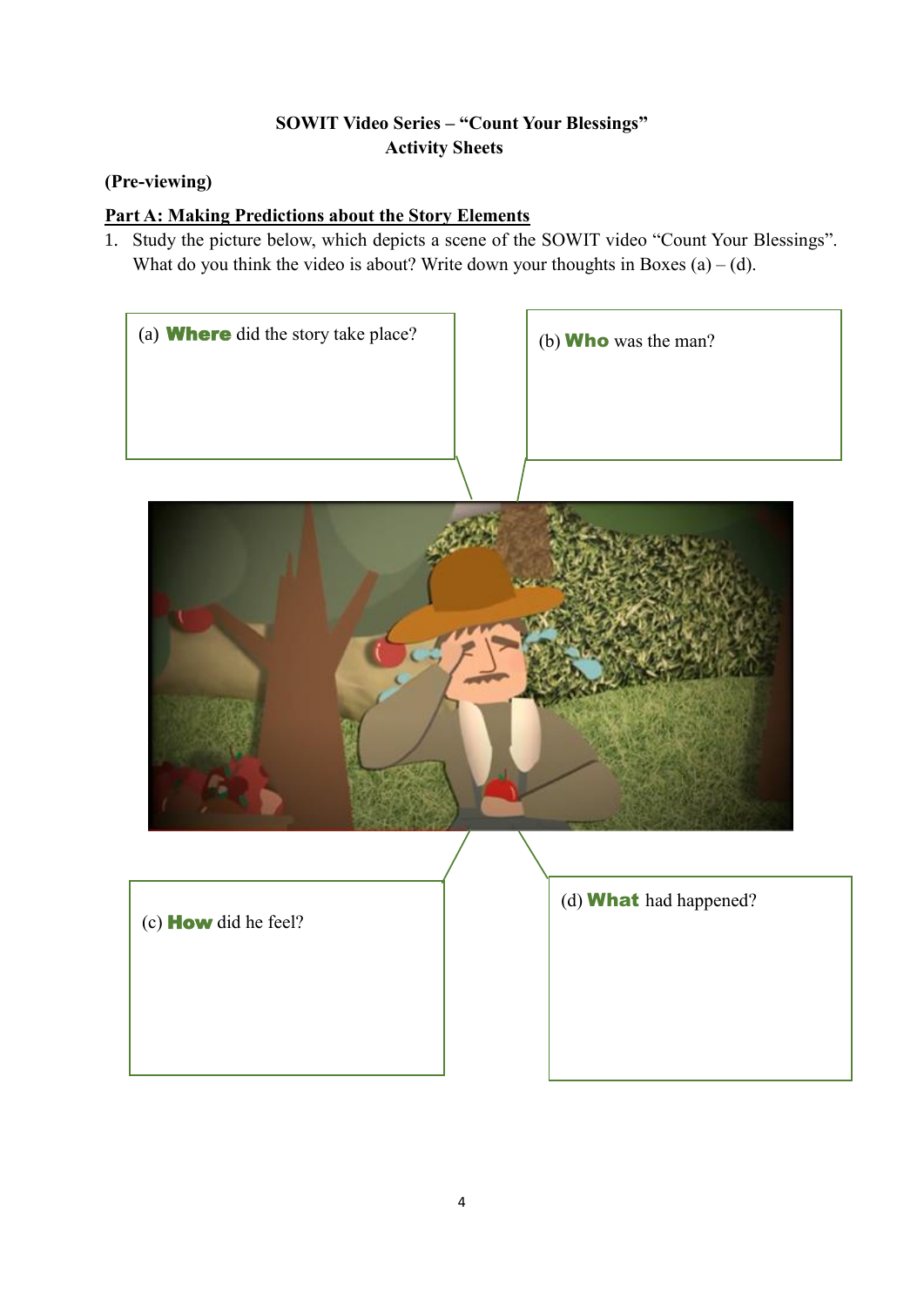**SOWIT Video Series – "Count Your Blessings"**
**Activity Sheets**

**(Pre-viewing)**

**Part A: Making Predictions about the Story Elements**

1. Study the picture below, which depicts a scene of the SOWIT video "Count Your Blessings". What do you think the video is about? Write down your thoughts in Boxes (a) – (d).

(a) **Where** did the story take place?

(b) **Who** was the man?

(c) **How** did he feel?

(d) **What** had happened?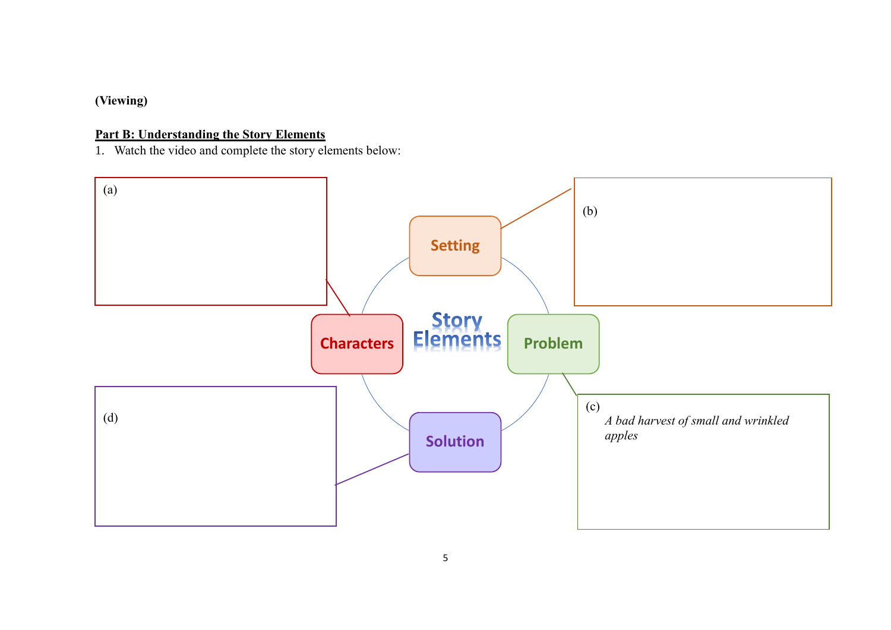**(Viewing)**

**Part B: Understanding the Story Elements**

1. Watch the video and complete the story elements below:

Story Elements

**Characters**

(a)

**Setting**

(b)

**Problem**

(c)

*A bad harvest of small and wrinkled apples*

**Solution**

(d)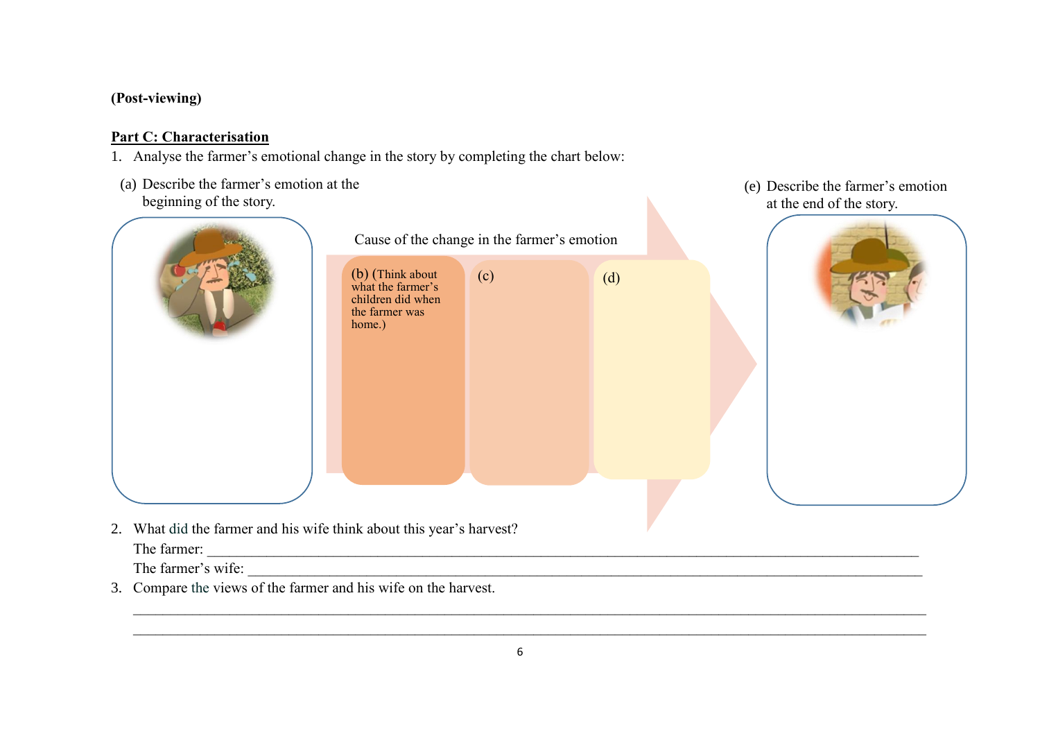**(Post-viewing)**

**<u>Part C: Characterisation</u>**

1. Analyse the farmer's emotional change in the story by completing the chart below:

(a) Describe the farmer's emotion at the beginning of the story.

Cause of the change in the farmer's emotion

(b) (Think about what the farmer's children did when the farmer was home.)

(c)

(d)

(e) Describe the farmer's emotion at the end of the story.

2. What did the farmer and his wife think about this year's harvest?

   The farmer: ______________________________________________________________________________

   The farmer's wife: _________________________________________________________________________

3. Compare the views of the farmer and his wife on the harvest.

   ______________________________________________________________________________________________

   ______________________________________________________________________________________________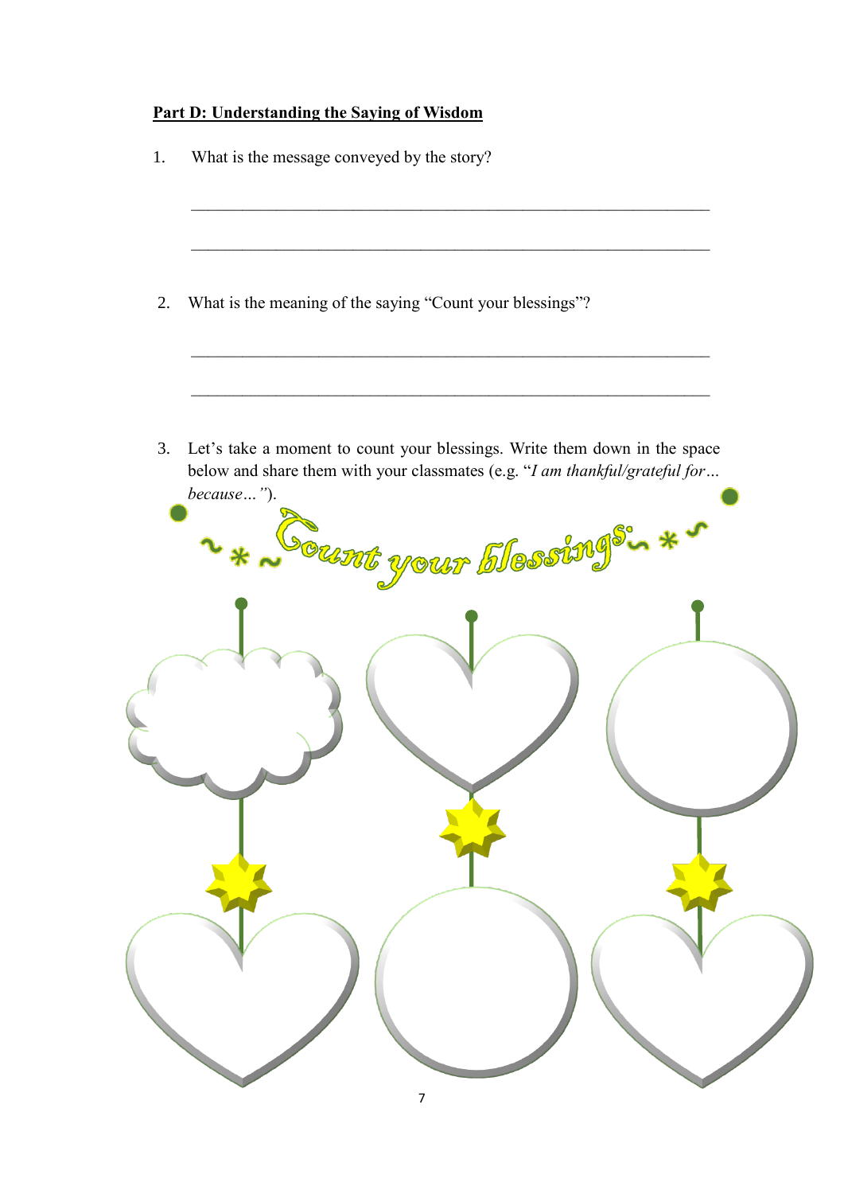**Part D: Understanding the Saying of Wisdom**

1. What is the message conveyed by the story?

_______________________________________________________________

_______________________________________________________________

2. What is the meaning of the saying "Count your blessings"?

_______________________________________________________________

_______________________________________________________________

3. Let's take a moment to count your blessings. Write them down in the space below and share them with your classmates (e.g. "*I am thankful/grateful for… because…*").

~*~ Count your blessings ~*~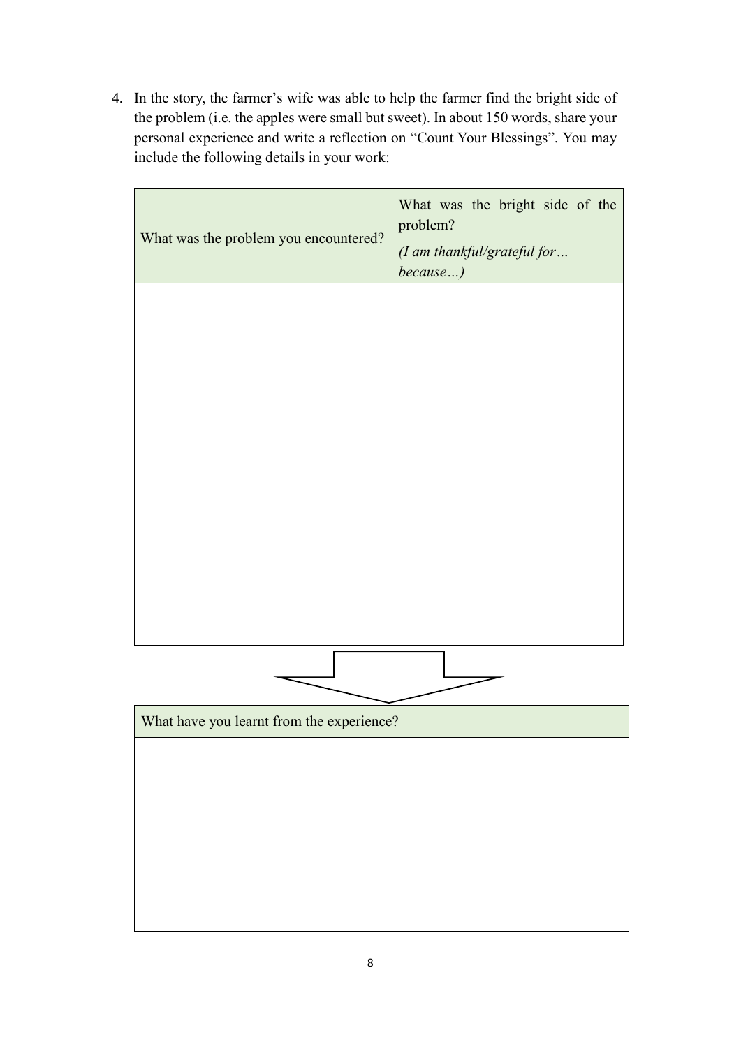4. In the story, the farmer's wife was able to help the farmer find the bright side of the problem (i.e. the apples were small but sweet). In about 150 words, share your personal experience and write a reflection on "Count Your Blessings". You may include the following details in your work:

| What was the problem you encountered? | What was the bright side of the problem? *(I am thankful/grateful for… because…)* |
| --- | --- |
| | |

| What have you learnt from the experience? |
| --- |
| |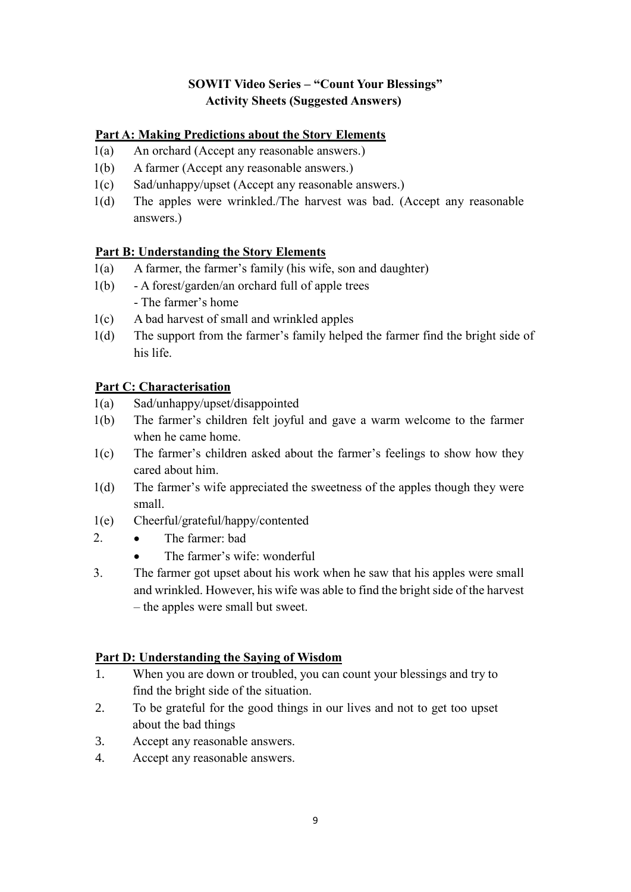# SOWIT Video Series – "Count Your Blessings"
## Activity Sheets (Suggested Answers)

**Part A: Making Predictions about the Story Elements**

1(a) An orchard (Accept any reasonable answers.)

1(b) A farmer (Accept any reasonable answers.)

1(c) Sad/unhappy/upset (Accept any reasonable answers.)

1(d) The apples were wrinkled./The harvest was bad. (Accept any reasonable answers.)

**Part B: Understanding the Story Elements**

1(a) A farmer, the farmer's family (his wife, son and daughter)

1(b) - A forest/garden/an orchard full of apple trees
- The farmer's home

1(c) A bad harvest of small and wrinkled apples

1(d) The support from the farmer's family helped the farmer find the bright side of his life.

**Part C: Characterisation**

1(a) Sad/unhappy/upset/disappointed

1(b) The farmer's children felt joyful and gave a warm welcome to the farmer when he came home.

1(c) The farmer's children asked about the farmer's feelings to show how they cared about him.

1(d) The farmer's wife appreciated the sweetness of the apples though they were small.

1(e) Cheerful/grateful/happy/contented

2.
- The farmer: bad
- The farmer's wife: wonderful

3. The farmer got upset about his work when he saw that his apples were small and wrinkled. However, his wife was able to find the bright side of the harvest – the apples were small but sweet.

**Part D: Understanding the Saying of Wisdom**

1. When you are down or troubled, you can count your blessings and try to find the bright side of the situation.
2. To be grateful for the good things in our lives and not to get too upset about the bad things
3. Accept any reasonable answers.
4. Accept any reasonable answers.